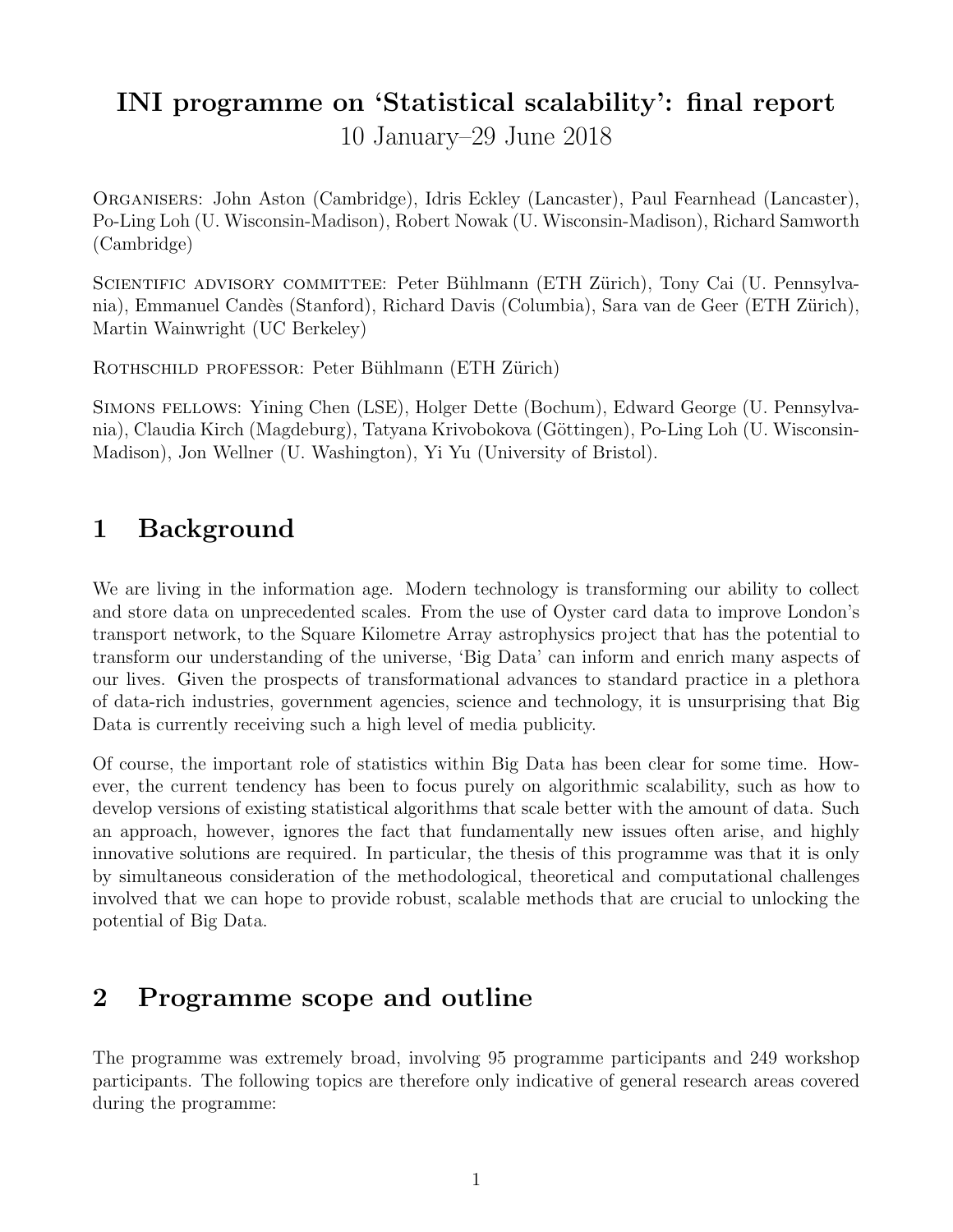# INI programme on 'Statistical scalability': final report

10 January–29 June 2018

ORGANISERS: John Aston (Cambridge), Idris Eckley (Lancaster), Paul Fearnhead (Lancaster), Po-Ling Loh (U. Wisconsin-Madison), Robert Nowak (U. Wisconsin-Madison), Richard Samworth (Cambridge)

SCIENTIFIC ADVISORY COMMITTEE: Peter Bühlmann (ETH Zürich), Tony Cai (U. Pennsylvania), Emmanuel Candès (Stanford), Richard Davis (Columbia), Sara van de Geer (ETH Zürich), Martin Wainwright (UC Berkeley)

ROTHSCHILD PROFESSOR: Peter Bühlmann (ETH Zürich)

SIMONS FELLOWS: Yining Chen (LSE), Holger Dette (Bochum), Edward George (U. Pennsylvania), Claudia Kirch (Magdeburg), Tatyana Krivobokova (Göttingen), Po-Ling Loh (U. Wisconsin-Madison), Jon Wellner (U. Washington), Yi Yu (University of Bristol).

## 1 Background

We are living in the information age. Modern technology is transforming our ability to collect and store data on unprecedented scales. From the use of Oyster card data to improve London's transport network, to the Square Kilometre Array astrophysics project that has the potential to transform our understanding of the universe, 'Big Data' can inform and enrich many aspects of our lives. Given the prospects of transformational advances to standard practice in a plethora of data-rich industries, government agencies, science and technology, it is unsurprising that Big Data is currently receiving such a high level of media publicity.

Of course, the important role of statistics within Big Data has been clear for some time. However, the current tendency has been to focus purely on algorithmic scalability, such as how to develop versions of existing statistical algorithms that scale better with the amount of data. Such an approach, however, ignores the fact that fundamentally new issues often arise, and highly innovative solutions are required. In particular, the thesis of this programme was that it is only by simultaneous consideration of the methodological, theoretical and computational challenges involved that we can hope to provide robust, scalable methods that are crucial to unlocking the potential of Big Data.

## 2 Programme scope and outline

The programme was extremely broad, involving 95 programme participants and 249 workshop participants. The following topics are therefore only indicative of general research areas covered during the programme: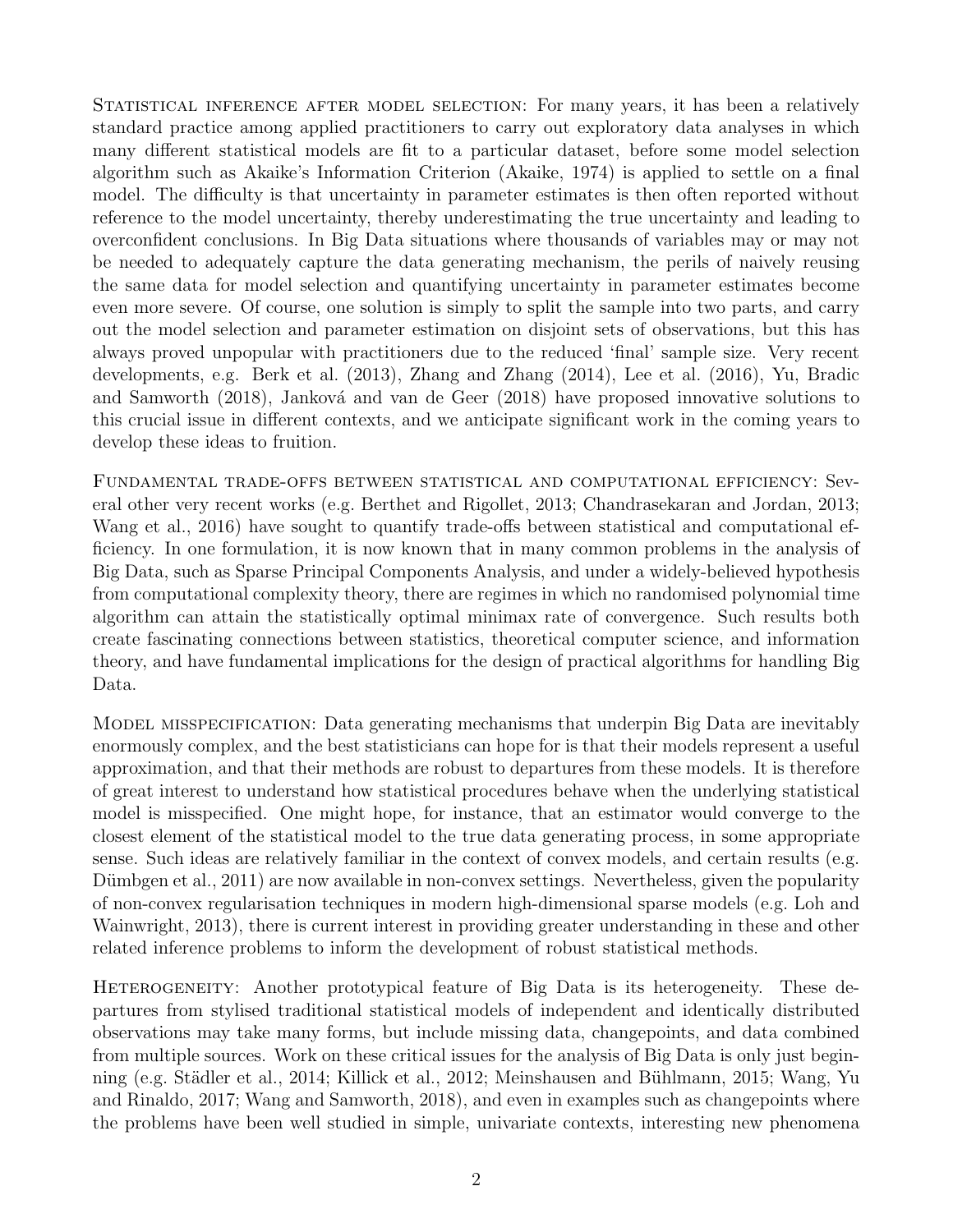STATISTICAL INFERENCE AFTER MODEL SELECTION: For many years, it has been a relatively standard practice among applied practitioners to carry out exploratory data analyses in which many different statistical models are fit to a particular dataset, before some model selection algorithm such as Akaike's Information Criterion (Akaike, 1974) is applied to settle on a final model. The difficulty is that uncertainty in parameter estimates is then often reported without reference to the model uncertainty, thereby underestimating the true uncertainty and leading to overconfident conclusions. In Big Data situations where thousands of variables may or may not be needed to adequately capture the data generating mechanism, the perils of naively reusing the same data for model selection and quantifying uncertainty in parameter estimates become even more severe. Of course, one solution is simply to split the sample into two parts, and carry out the model selection and parameter estimation on disjoint sets of observations, but this has always proved unpopular with practitioners due to the reduced 'final' sample size. Very recent developments, e.g. Berk et al. (2013), Zhang and Zhang (2014), Lee et al. (2016), Yu, Bradic and Samworth (2018), Janková and van de Geer (2018) have proposed innovative solutions to this crucial issue in different contexts, and we anticipate significant work in the coming years to develop these ideas to fruition.

FUNDAMENTAL TRADE-OFFS BETWEEN STATISTICAL AND COMPUTATIONAL EFFICIENCY: Several other very recent works (e.g. Berthet and Rigollet, 2013; Chandrasekaran and Jordan, 2013; Wang et al., 2016) have sought to quantify trade-offs between statistical and computational efficiency. In one formulation, it is now known that in many common problems in the analysis of Big Data, such as Sparse Principal Components Analysis, and under a widely-believed hypothesis from computational complexity theory, there are regimes in which no randomised polynomial time algorithm can attain the statistically optimal minimax rate of convergence. Such results both create fascinating connections between statistics, theoretical computer science, and information theory, and have fundamental implications for the design of practical algorithms for handling Big Data.

MODEL MISSPECIFICATION: Data generating mechanisms that underpin Big Data are inevitably enormously complex, and the best statisticians can hope for is that their models represent a useful approximation, and that their methods are robust to departures from these models. It is therefore of great interest to understand how statistical procedures behave when the underlying statistical model is misspecified. One might hope, for instance, that an estimator would converge to the closest element of the statistical model to the true data generating process, in some appropriate sense. Such ideas are relatively familiar in the context of convex models, and certain results (e.g. Dümbgen et al., 2011) are now available in non-convex settings. Nevertheless, given the popularity of non-convex regularisation techniques in modern high-dimensional sparse models (e.g. Loh and Wainwright, 2013), there is current interest in providing greater understanding in these and other related inference problems to inform the development of robust statistical methods.

HETEROGENEITY: Another prototypical feature of Big Data is its heterogeneity. These departures from stylised traditional statistical models of independent and identically distributed observations may take many forms, but include missing data, changepoints, and data combined from multiple sources. Work on these critical issues for the analysis of Big Data is only just beginning (e.g. Städler et al., 2014; Killick et al., 2012; Meinshausen and Bühlmann, 2015; Wang, Yu and Rinaldo, 2017; Wang and Samworth, 2018), and even in examples such as changepoints where the problems have been well studied in simple, univariate contexts, interesting new phenomena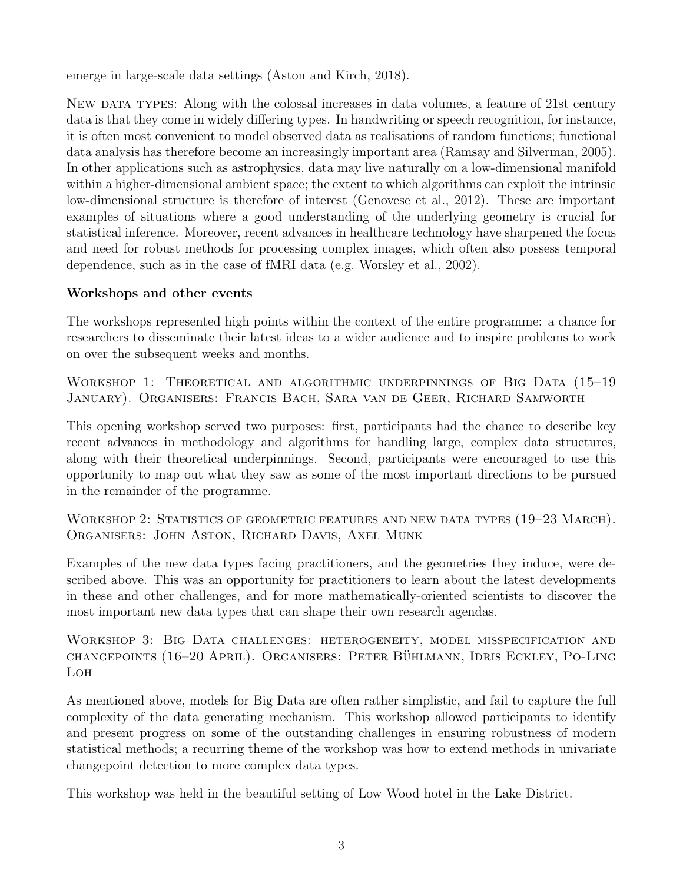emerge in large-scale data settings (Aston and Kirch, 2018).

NEW DATA TYPES: Along with the colossal increases in data volumes, a feature of 21st century data is that they come in widely differing types. In handwriting or speech recognition, for instance, it is often most convenient to model observed data as realisations of random functions; functional data analysis has therefore become an increasingly important area (Ramsay and Silverman, 2005). In other applications such as astrophysics, data may live naturally on a low-dimensional manifold within a higher-dimensional ambient space; the extent to which algorithms can exploit the intrinsic low-dimensional structure is therefore of interest (Genovese et al., 2012). These are important examples of situations where a good understanding of the underlying geometry is crucial for statistical inference. Moreover, recent advances in healthcare technology have sharpened the focus and need for robust methods for processing complex images, which often also possess temporal dependence, such as in the case of fMRI data (e.g. Worsley et al., 2002).

### Workshops and other events

The workshops represented high points within the context of the entire programme: a chance for researchers to disseminate their latest ideas to a wider audience and to inspire problems to work on over the subsequent weeks and months.

WORKSHOP 1: THEORETICAL AND ALGORITHMIC UNDERPINNINGS OF BIG DATA (15–19 JANUARY). ORGANISERS: FRANCIS BACH, SARA VAN DE GEER, RICHARD SAMWORTH

This opening workshop served two purposes: first, participants had the chance to describe key recent advances in methodology and algorithms for handling large, complex data structures, along with their theoretical underpinnings. Second, participants were encouraged to use this opportunity to map out what they saw as some of the most important directions to be pursued in the remainder of the programme.

WORKSHOP 2: STATISTICS OF GEOMETRIC FEATURES AND NEW DATA TYPES (19–23 MARCH). ORGANISERS: JOHN ASTON, RICHARD DAVIS, AXEL MUNK

Examples of the new data types facing practitioners, and the geometries they induce, were described above. This was an opportunity for practitioners to learn about the latest developments in these and other challenges, and for more mathematically-oriented scientists to discover the most important new data types that can shape their own research agendas.

WORKSHOP 3: BIG DATA CHALLENGES: HETEROGENEITY, MODEL MISSPECIFICATION AND CHANGEPOINTS (16–20 APRIL). ORGANISERS: PETER BÜHLMANN, IDRIS ECKLEY, PO-LING LOH

As mentioned above, models for Big Data are often rather simplistic, and fail to capture the full complexity of the data generating mechanism. This workshop allowed participants to identify and present progress on some of the outstanding challenges in ensuring robustness of modern statistical methods; a recurring theme of the workshop was how to extend methods in univariate changepoint detection to more complex data types.

This workshop was held in the beautiful setting of Low Wood hotel in the Lake District.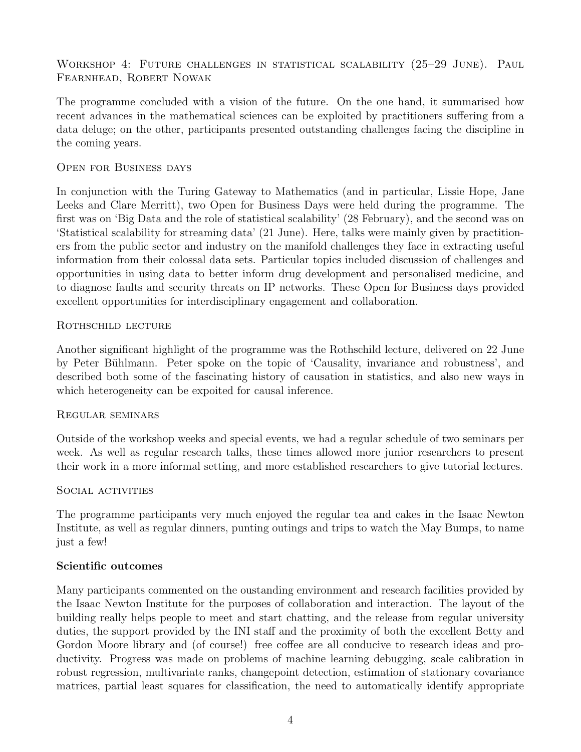Workshop 4: Future challenges in statistical scalability (25–29 June). Paul Fearnhead, Robert Nowak

The programme concluded with a vision of the future. On the one hand, it summarised how recent advances in the mathematical sciences can be exploited by practitioners suffering from a data deluge; on the other, participants presented outstanding challenges facing the discipline in the coming years.

Open for Business days

In conjunction with the Turing Gateway to Mathematics (and in particular, Lissie Hope, Jane Leeks and Clare Merritt), two Open for Business Days were held during the programme. The first was on 'Big Data and the role of statistical scalability' (28 February), and the second was on 'Statistical scalability for streaming data' (21 June). Here, talks were mainly given by practitioners from the public sector and industry on the manifold challenges they face in extracting useful information from their colossal data sets. Particular topics included discussion of challenges and opportunities in using data to better inform drug development and personalised medicine, and to diagnose faults and security threats on IP networks. These Open for Business days provided excellent opportunities for interdisciplinary engagement and collaboration.

Rothschild lecture

Another significant highlight of the programme was the Rothschild lecture, delivered on 22 June by Peter Bühlmann. Peter spoke on the topic of 'Causality, invariance and robustness', and described both some of the fascinating history of causation in statistics, and also new ways in which heterogeneity can be expoited for causal inference.

Regular seminars

Outside of the workshop weeks and special events, we had a regular schedule of two seminars per week. As well as regular research talks, these times allowed more junior researchers to present their work in a more informal setting, and more established researchers to give tutorial lectures.

Social activities

The programme participants very much enjoyed the regular tea and cakes in the Isaac Newton Institute, as well as regular dinners, punting outings and trips to watch the May Bumps, to name just a few!

**Scientific outcomes**

Many participants commented on the oustanding environment and research facilities provided by the Isaac Newton Institute for the purposes of collaboration and interaction. The layout of the building really helps people to meet and start chatting, and the release from regular university duties, the support provided by the INI staff and the proximity of both the excellent Betty and Gordon Moore library and (of course!) free coffee are all conducive to research ideas and productivity. Progress was made on problems of machine learning debugging, scale calibration in robust regression, multivariate ranks, changepoint detection, estimation of stationary covariance matrices, partial least squares for classification, the need to automatically identify appropriate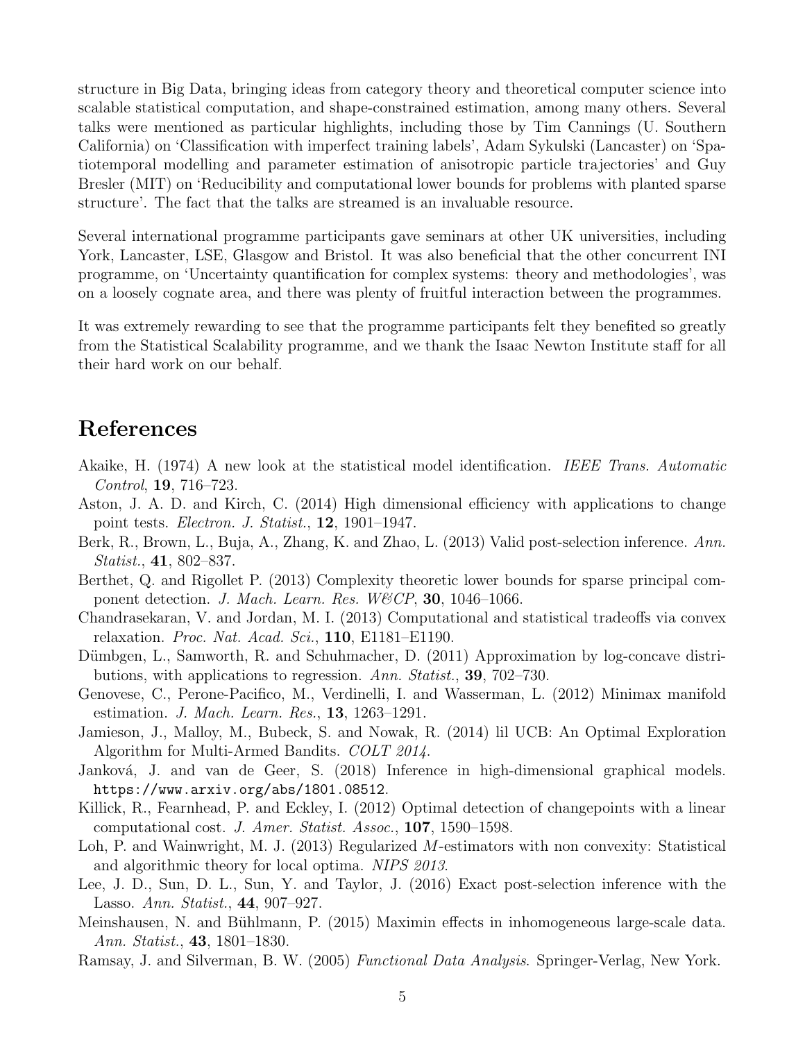structure in Big Data, bringing ideas from category theory and theoretical computer science into scalable statistical computation, and shape-constrained estimation, among many others. Several talks were mentioned as particular highlights, including those by Tim Cannings (U. Southern California) on 'Classification with imperfect training labels', Adam Sykulski (Lancaster) on 'Spatiotemporal modelling and parameter estimation of anisotropic particle trajectories' and Guy Bresler (MIT) on 'Reducibility and computational lower bounds for problems with planted sparse structure'. The fact that the talks are streamed is an invaluable resource.

Several international programme participants gave seminars at other UK universities, including York, Lancaster, LSE, Glasgow and Bristol. It was also beneficial that the other concurrent INI programme, on 'Uncertainty quantification for complex systems: theory and methodologies', was on a loosely cognate area, and there was plenty of fruitful interaction between the programmes.

It was extremely rewarding to see that the programme participants felt they benefited so greatly from the Statistical Scalability programme, and we thank the Isaac Newton Institute staff for all their hard work on our behalf.

# References

Akaike, H. (1974) A new look at the statistical model identification. *IEEE Trans. Automatic Control*, **19**, 716–723.

Aston, J. A. D. and Kirch, C. (2014) High dimensional efficiency with applications to change point tests. *Electron. J. Statist.*, **12**, 1901–1947.

Berk, R., Brown, L., Buja, A., Zhang, K. and Zhao, L. (2013) Valid post-selection inference. *Ann. Statist.*, **41**, 802–837.

Berthet, Q. and Rigollet P. (2013) Complexity theoretic lower bounds for sparse principal component detection. *J. Mach. Learn. Res. W&CP*, **30**, 1046–1066.

Chandrasekaran, V. and Jordan, M. I. (2013) Computational and statistical tradeoffs via convex relaxation. *Proc. Nat. Acad. Sci.*, **110**, E1181–E1190.

Dümbgen, L., Samworth, R. and Schuhmacher, D. (2011) Approximation by log-concave distributions, with applications to regression. *Ann. Statist.*, **39**, 702–730.

Genovese, C., Perone-Pacifico, M., Verdinelli, I. and Wasserman, L. (2012) Minimax manifold estimation. *J. Mach. Learn. Res.*, **13**, 1263–1291.

Jamieson, J., Malloy, M., Bubeck, S. and Nowak, R. (2014) lil UCB: An Optimal Exploration Algorithm for Multi-Armed Bandits. *COLT 2014*.

Janková, J. and van de Geer, S. (2018) Inference in high-dimensional graphical models. `https://www.arxiv.org/abs/1801.08512`.

Killick, R., Fearnhead, P. and Eckley, I. (2012) Optimal detection of changepoints with a linear computational cost. *J. Amer. Statist. Assoc.*, **107**, 1590–1598.

Loh, P. and Wainwright, M. J. (2013) Regularized $M$-estimators with non convexity: Statistical and algorithmic theory for local optima. *NIPS 2013*.

Lee, J. D., Sun, D. L., Sun, Y. and Taylor, J. (2016) Exact post-selection inference with the Lasso. *Ann. Statist.*, **44**, 907–927.

Meinshausen, N. and Bühlmann, P. (2015) Maximin effects in inhomogeneous large-scale data. *Ann. Statist.*, **43**, 1801–1830.

Ramsay, J. and Silverman, B. W. (2005) *Functional Data Analysis*. Springer-Verlag, New York.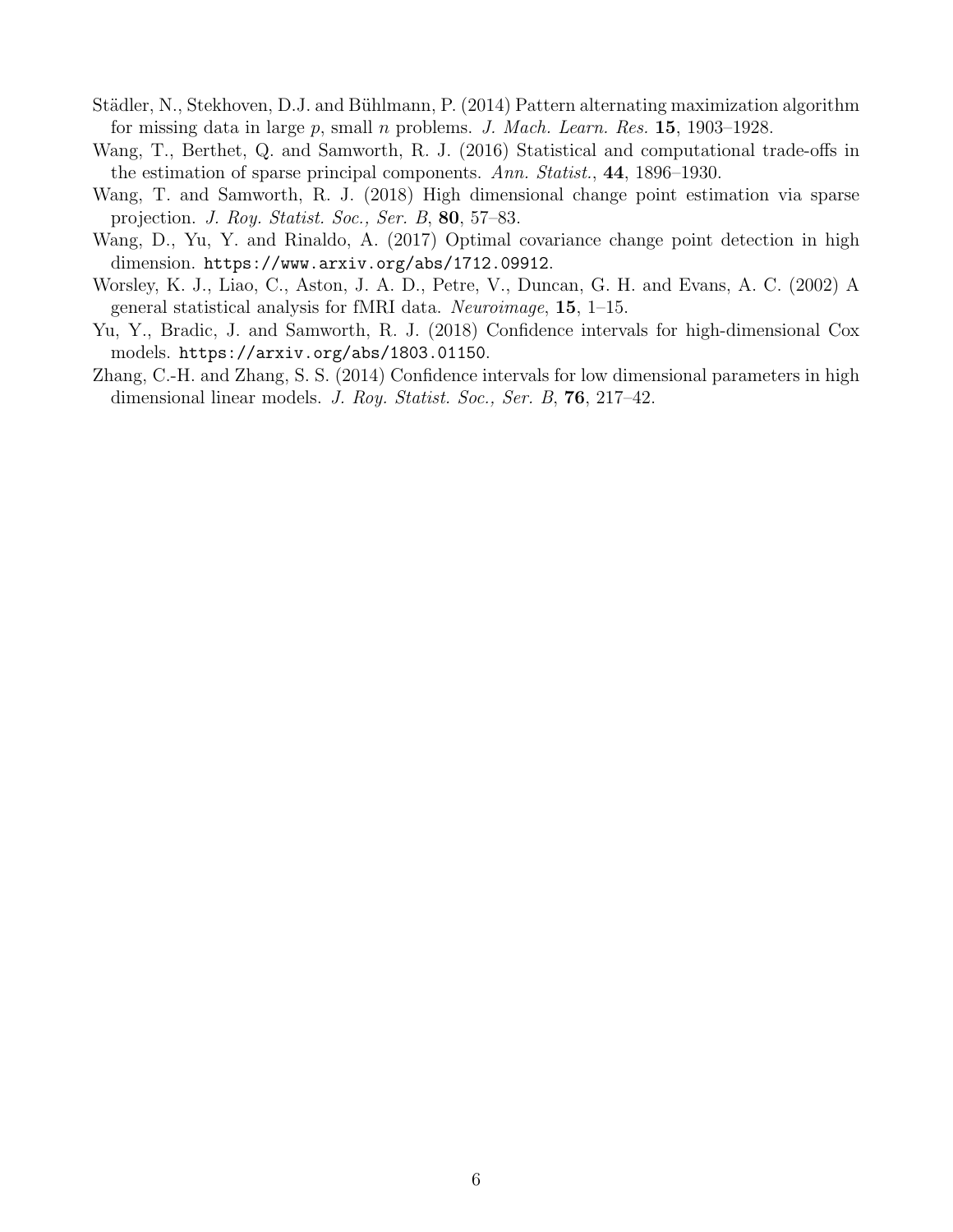Städler, N., Stekhoven, D.J. and Bühlmann, P. (2014) Pattern alternating maximization algorithm for missing data in large $p$, small $n$ problems. *J. Mach. Learn. Res.* **15**, 1903–1928.

Wang, T., Berthet, Q. and Samworth, R. J. (2016) Statistical and computational trade-offs in the estimation of sparse principal components. *Ann. Statist.*, **44**, 1896–1930.

Wang, T. and Samworth, R. J. (2018) High dimensional change point estimation via sparse projection. *J. Roy. Statist. Soc., Ser. B*, **80**, 57–83.

Wang, D., Yu, Y. and Rinaldo, A. (2017) Optimal covariance change point detection in high dimension. `https://www.arxiv.org/abs/1712.09912`.

Worsley, K. J., Liao, C., Aston, J. A. D., Petre, V., Duncan, G. H. and Evans, A. C. (2002) A general statistical analysis for fMRI data. *Neuroimage*, **15**, 1–15.

Yu, Y., Bradic, J. and Samworth, R. J. (2018) Confidence intervals for high-dimensional Cox models. `https://arxiv.org/abs/1803.01150`.

Zhang, C.-H. and Zhang, S. S. (2014) Confidence intervals for low dimensional parameters in high dimensional linear models. *J. Roy. Statist. Soc., Ser. B*, **76**, 217–42.